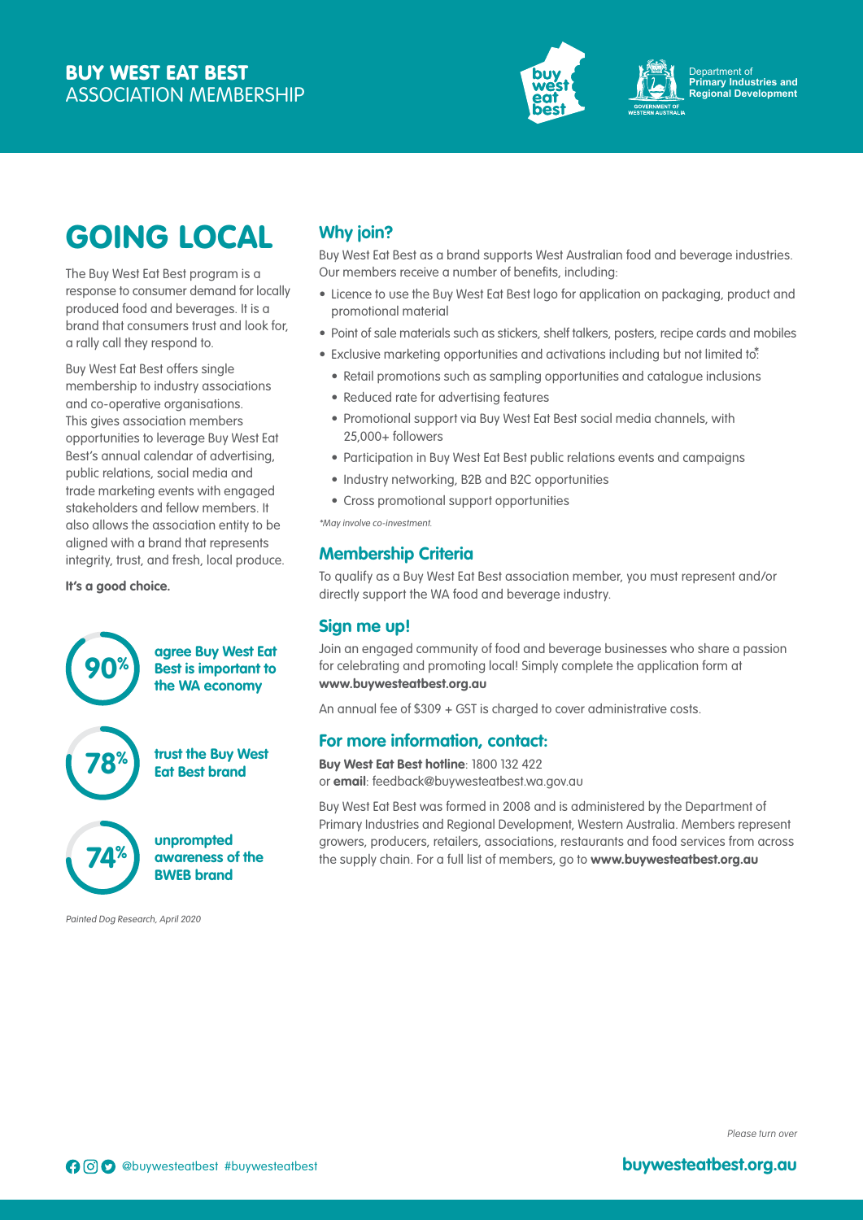**BUY WEST EAT BEST**
ASSOCIATION MEMBERSHIP

Department of **Primary Industries and Regional Development**

# GOING LOCAL

The Buy West Eat Best program is a response to consumer demand for locally produced food and beverages. It is a brand that consumers trust and look for, a rally call they respond to.

Buy West Eat Best offers single membership to industry associations and co-operative organisations. This gives association members opportunities to leverage Buy West Eat Best's annual calendar of advertising, public relations, social media and trade marketing events with engaged stakeholders and fellow members. It also allows the association entity to be aligned with a brand that represents integrity, trust, and fresh, local produce.

**It's a good choice.**

**90%** **agree Buy West Eat Best is important to the WA economy**

**78%** **trust the Buy West Eat Best brand**

**74%** **unprompted awareness of the BWEB brand**

*Painted Dog Research, April 2020*

## Why join?

Buy West Eat Best as a brand supports West Australian food and beverage industries. Our members receive a number of benefits, including:

- Licence to use the Buy West Eat Best logo for application on packaging, product and promotional material
- Point of sale materials such as stickers, shelf talkers, posters, recipe cards and mobiles
- Exclusive marketing opportunities and activations including but not limited to*:
  - Retail promotions such as sampling opportunities and catalogue inclusions
  - Reduced rate for advertising features
  - Promotional support via Buy West Eat Best social media channels, with 25,000+ followers
  - Participation in Buy West Eat Best public relations events and campaigns
  - Industry networking, B2B and B2C opportunities
  - Cross promotional support opportunities

*\*May involve co-investment.*

## Membership Criteria

To qualify as a Buy West Eat Best association member, you must represent and/or directly support the WA food and beverage industry.

## Sign me up!

Join an engaged community of food and beverage businesses who share a passion for celebrating and promoting local! Simply complete the application form at **www.buywesteatbest.org.au**

An annual fee of $309 + GST is charged to cover administrative costs.

## For more information, contact:

**Buy West Eat Best hotline**: 1800 132 422
or **email**: feedback@buywesteatbest.wa.gov.au

Buy West Eat Best was formed in 2008 and is administered by the Department of Primary Industries and Regional Development, Western Australia. Members represent growers, producers, retailers, associations, restaurants and food services from across the supply chain. For a full list of members, go to **www.buywesteatbest.org.au**

*Please turn over*

@buywesteatbest #buywesteatbest

**buywesteatbest.org.au**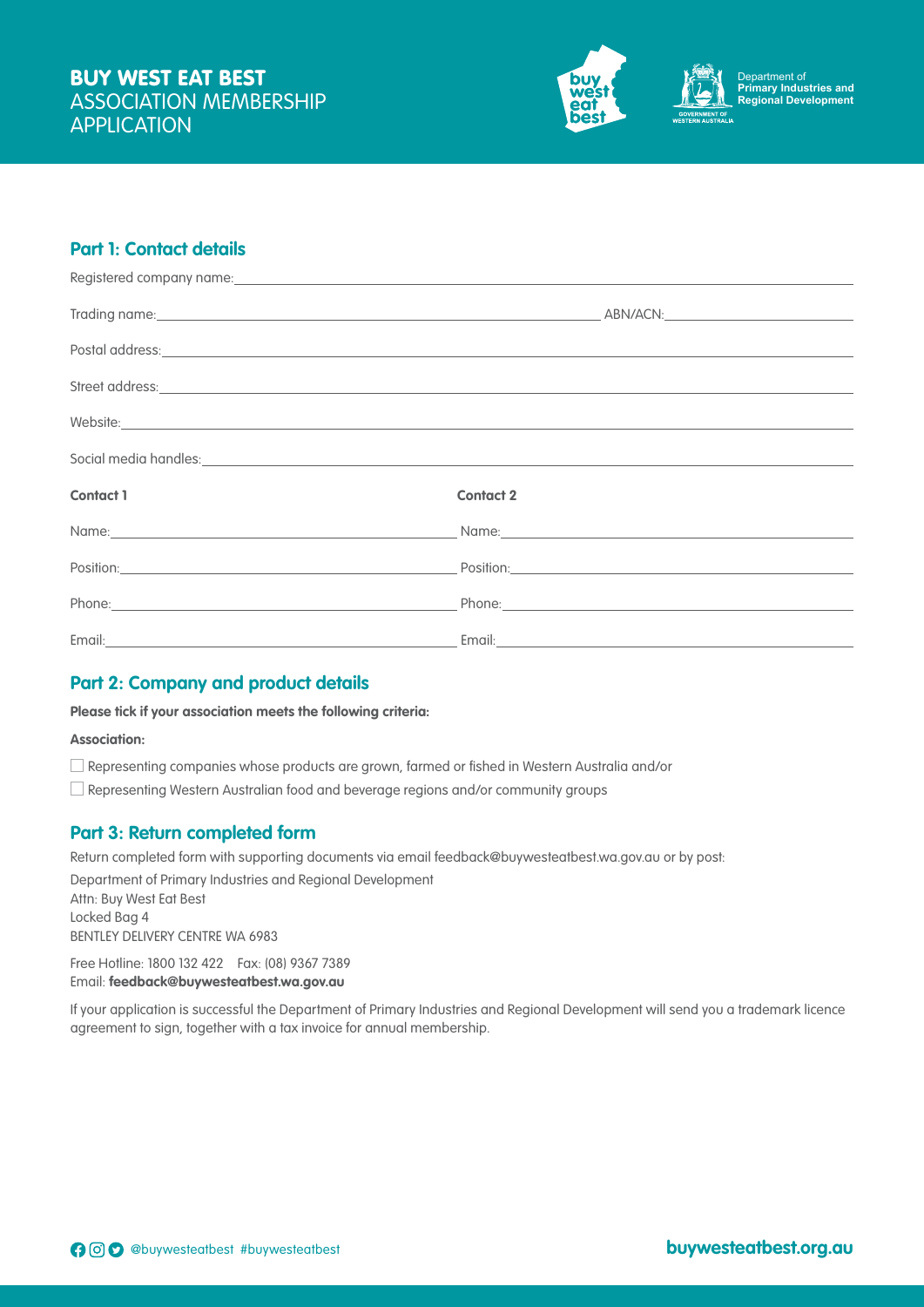# BUY WEST EAT BEST
ASSOCIATION MEMBERSHIP APPLICATION

Department of Primary Industries and Regional Development

GOVERNMENT OF WESTERN AUSTRALIA

## Part 1: Contact details

Registered company name: ____________________

Trading name: ____________________ ABN/ACN: ____________________

Postal address: ____________________

Street address: ____________________

Website: ____________________

Social media handles: ____________________

| **Contact 1** | **Contact 2** |
|---|---|
| Name: | Name: |
| Position: | Position: |
| Phone: | Phone: |
| Email: | Email: |

## Part 2: Company and product details

**Please tick if your association meets the following criteria:**

**Association:**

- ☐ Representing companies whose products are grown, farmed or fished in Western Australia and/or
- ☐ Representing Western Australian food and beverage regions and/or community groups

## Part 3: Return completed form

Return completed form with supporting documents via email feedback@buywesteatbest.wa.gov.au or by post:

Department of Primary Industries and Regional Development
Attn: Buy West Eat Best
Locked Bag 4
BENTLEY DELIVERY CENTRE WA 6983

Free Hotline: 1800 132 422 Fax: (08) 9367 7389
Email: **feedback@buywesteatbest.wa.gov.au**

If your application is successful the Department of Primary Industries and Regional Development will send you a trademark licence agreement to sign, together with a tax invoice for annual membership.

@buywesteatbest #buywesteatbest

**buywesteatbest.org.au**